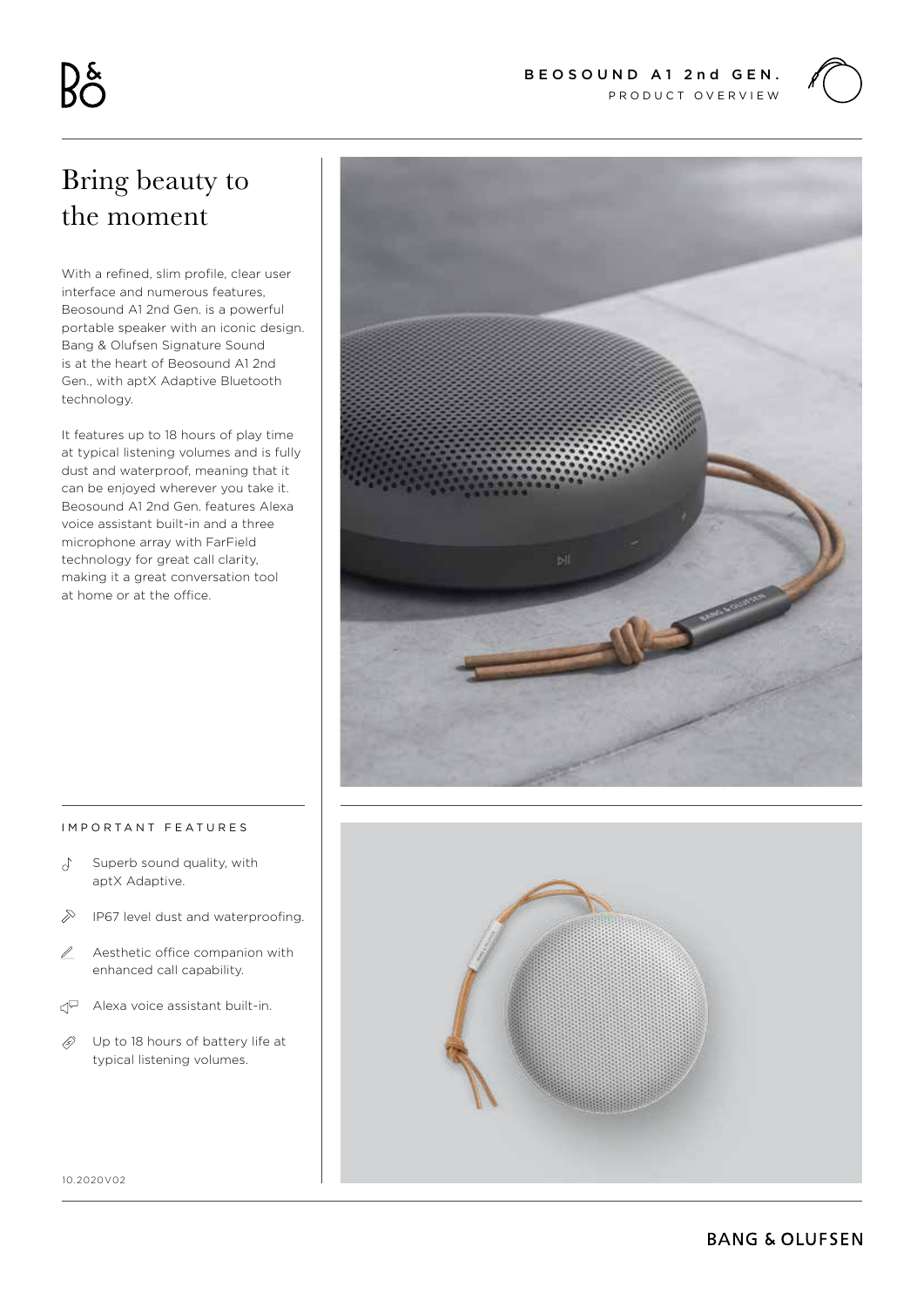# BEOSOUND A1 2nd GEN.

PRODUCT OVERVIEW

## Bring beauty to the moment

With a refined, slim profile, clear user interface and numerous features, Beosound A1 2nd Gen. is a powerful portable speaker with an iconic design. Bang & Olufsen Signature Sound is at the heart of Beosound A1 2nd Gen., with aptX Adaptive Bluetooth technology.

It features up to 18 hours of play time at typical listening volumes and is fully dust and waterproof, meaning that it can be enjoyed wherever you take it. Beosound A1 2nd Gen. features Alexa voice assistant built-in and a three microphone array with FarField technology for great call clarity, making it a great conversation tool at home or at the office.

### IMPORTANT FEATURES

- Superb sound quality, with aptX Adaptive.
- IP67 level dust and waterproofing.
- Aesthetic office companion with enhanced call capability.
- Alexa voice assistant built-in.
- Up to 18 hours of battery life at typical listening volumes.

10.2020V02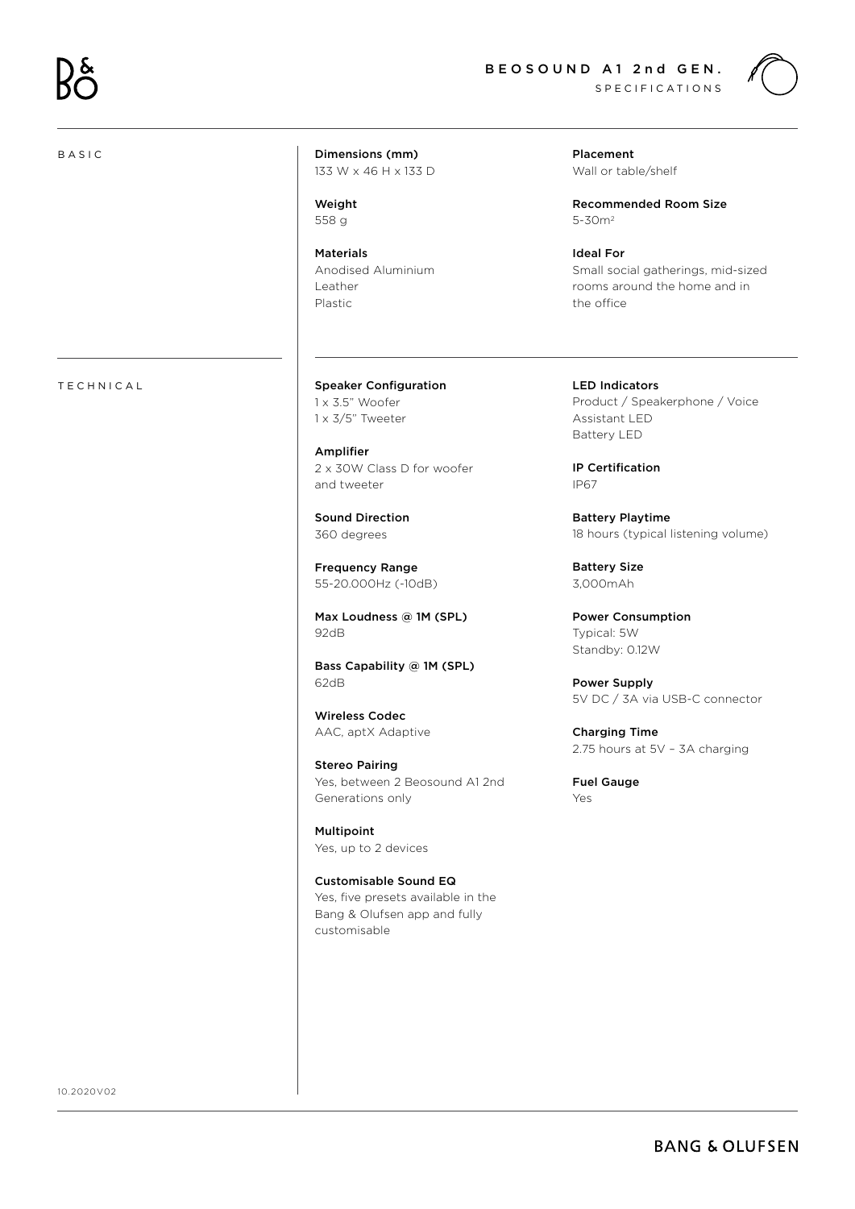# BEOSOUND A1 2nd GEN.

SPECIFICATIONS

## BASIC

**Dimensions (mm)**
133 W x 46 H x 133 D

**Weight**
558 g

**Materials**
Anodised Aluminium
Leather
Plastic

**Placement**
Wall or table/shelf

**Recommended Room Size**
5-30m$^2$

**Ideal For**
Small social gatherings, mid-sized rooms around the home and in the office

## TECHNICAL

**Speaker Configuration**
1 x 3.5" Woofer
1 x 3/5" Tweeter

**Amplifier**
2 x 30W Class D for woofer and tweeter

**Sound Direction**
360 degrees

**Frequency Range**
55-20.000Hz (-10dB)

**Max Loudness @ 1M (SPL)**
92dB

**Bass Capability @ 1M (SPL)**
62dB

**Wireless Codec**
AAC, aptX Adaptive

**Stereo Pairing**
Yes, between 2 Beosound A1 2nd Generations only

**Multipoint**
Yes, up to 2 devices

**Customisable Sound EQ**
Yes, five presets available in the Bang & Olufsen app and fully customisable

**LED Indicators**
Product / Speakerphone / Voice Assistant LED
Battery LED

**IP Certification**
IP67

**Battery Playtime**
18 hours (typical listening volume)

**Battery Size**
3,000mAh

**Power Consumption**
Typical: 5W
Standby: 0.12W

**Power Supply**
5V DC / 3A via USB-C connector

**Charging Time**
2.75 hours at 5V – 3A charging

**Fuel Gauge**
Yes

10.2020V02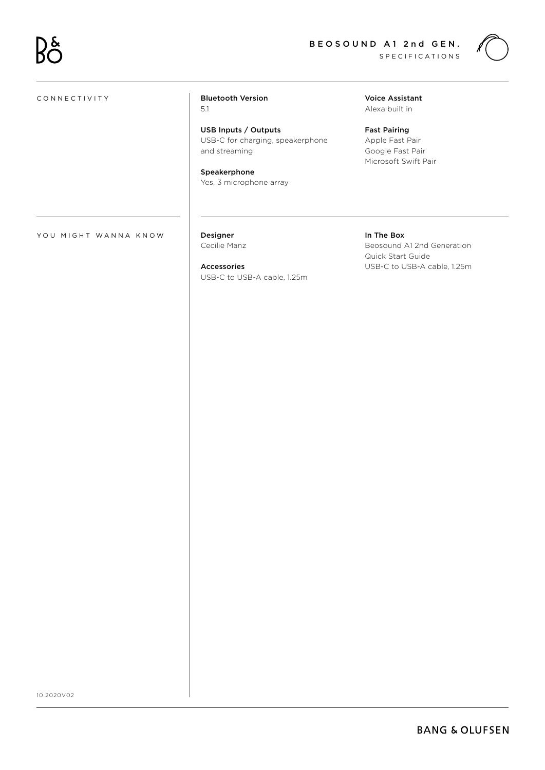# BEOSOUND A1 2nd GEN.

SPECIFICATIONS

## CONNECTIVITY

**Bluetooth Version**
5.1

**USB Inputs / Outputs**
USB-C for charging, speakerphone and streaming

**Speakerphone**
Yes, 3 microphone array

**Voice Assistant**
Alexa built in

**Fast Pairing**
Apple Fast Pair
Google Fast Pair
Microsoft Swift Pair

## YOU MIGHT WANNA KNOW

**Designer**
Cecilie Manz

**Accessories**
USB-C to USB-A cable, 1.25m

**In The Box**
Beosound A1 2nd Generation
Quick Start Guide
USB-C to USB-A cable, 1.25m

10.2020V02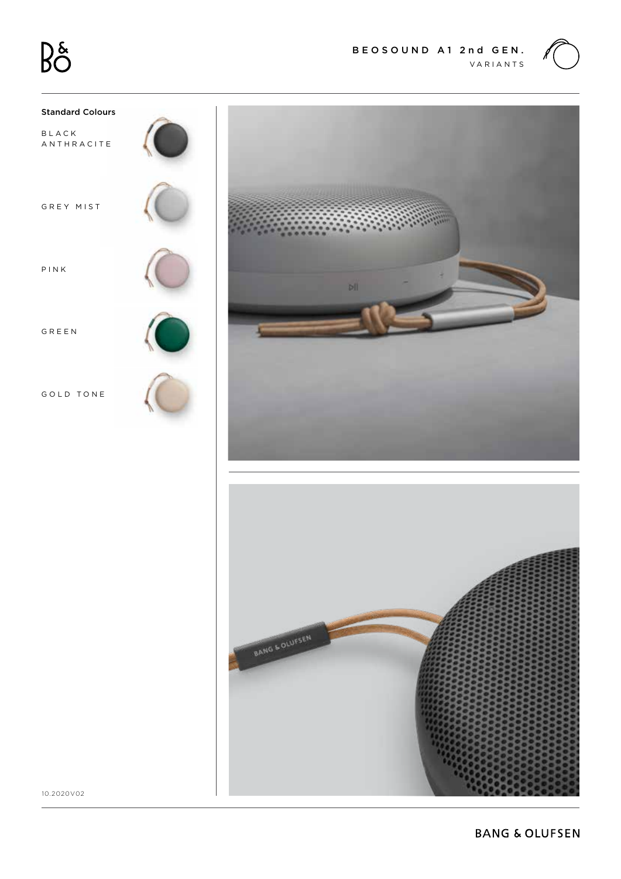# BEOSOUND A1 2nd GEN.

VARIANTS

## Standard Colours

BLACK ANTHRACITE

GREY MIST

PINK

GREEN

GOLD TONE

10.2020V02